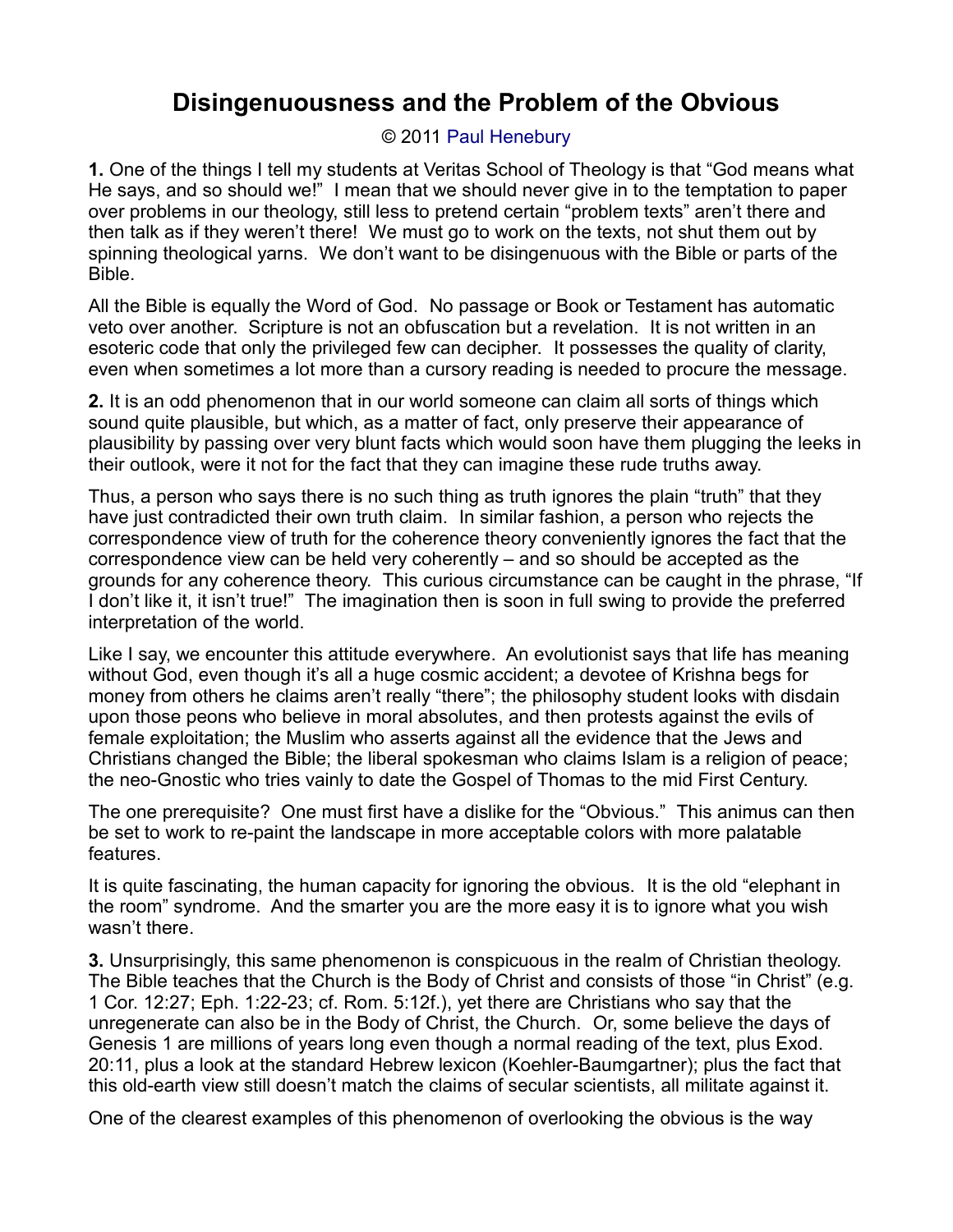# Disingenuousness and the Problem of the Obvious

© 2011 Paul Henebury

**1.** One of the things I tell my students at Veritas School of Theology is that "God means what He says, and so should we!" I mean that we should never give in to the temptation to paper over problems in our theology, still less to pretend certain "problem texts" aren't there and then talk as if they weren't there! We must go to work on the texts, not shut them out by spinning theological yarns. We don't want to be disingenuous with the Bible or parts of the Bible.

All the Bible is equally the Word of God. No passage or Book or Testament has automatic veto over another. Scripture is not an obfuscation but a revelation. It is not written in an esoteric code that only the privileged few can decipher. It possesses the quality of clarity, even when sometimes a lot more than a cursory reading is needed to procure the message.

**2.** It is an odd phenomenon that in our world someone can claim all sorts of things which sound quite plausible, but which, as a matter of fact, only preserve their appearance of plausibility by passing over very blunt facts which would soon have them plugging the leeks in their outlook, were it not for the fact that they can imagine these rude truths away.

Thus, a person who says there is no such thing as truth ignores the plain "truth" that they have just contradicted their own truth claim. In similar fashion, a person who rejects the correspondence view of truth for the coherence theory conveniently ignores the fact that the correspondence view can be held very coherently – and so should be accepted as the grounds for any coherence theory. This curious circumstance can be caught in the phrase, "If I don't like it, it isn't true!" The imagination then is soon in full swing to provide the preferred interpretation of the world.

Like I say, we encounter this attitude everywhere. An evolutionist says that life has meaning without God, even though it's all a huge cosmic accident; a devotee of Krishna begs for money from others he claims aren't really "there"; the philosophy student looks with disdain upon those peons who believe in moral absolutes, and then protests against the evils of female exploitation; the Muslim who asserts against all the evidence that the Jews and Christians changed the Bible; the liberal spokesman who claims Islam is a religion of peace; the neo-Gnostic who tries vainly to date the Gospel of Thomas to the mid First Century.

The one prerequisite? One must first have a dislike for the "Obvious." This animus can then be set to work to re-paint the landscape in more acceptable colors with more palatable features.

It is quite fascinating, the human capacity for ignoring the obvious. It is the old "elephant in the room" syndrome. And the smarter you are the more easy it is to ignore what you wish wasn't there.

**3.** Unsurprisingly, this same phenomenon is conspicuous in the realm of Christian theology. The Bible teaches that the Church is the Body of Christ and consists of those "in Christ" (e.g. 1 Cor. 12:27; Eph. 1:22-23; cf. Rom. 5:12f.), yet there are Christians who say that the unregenerate can also be in the Body of Christ, the Church. Or, some believe the days of Genesis 1 are millions of years long even though a normal reading of the text, plus Exod. 20:11, plus a look at the standard Hebrew lexicon (Koehler-Baumgartner); plus the fact that this old-earth view still doesn't match the claims of secular scientists, all militate against it.

One of the clearest examples of this phenomenon of overlooking the obvious is the way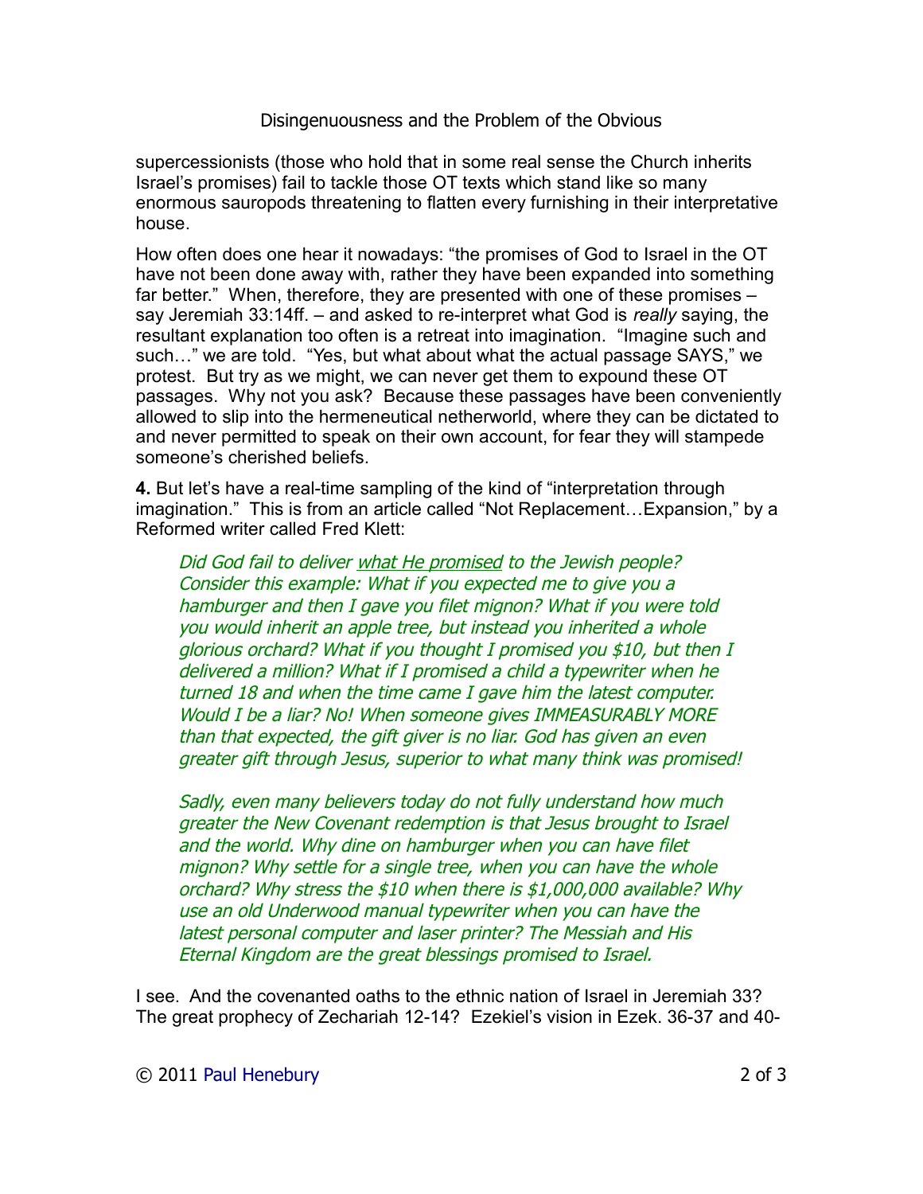supercessionists (those who hold that in some real sense the Church inherits Israel's promises) fail to tackle those OT texts which stand like so many enormous sauropods threatening to flatten every furnishing in their interpretative house.

How often does one hear it nowadays: "the promises of God to Israel in the OT have not been done away with, rather they have been expanded into something far better." When, therefore, they are presented with one of these promises – say Jeremiah 33:14ff. – and asked to re-interpret what God is *really* saying, the resultant explanation too often is a retreat into imagination. "Imagine such and such…" we are told. "Yes, but what about what the actual passage SAYS," we protest. But try as we might, we can never get them to expound these OT passages. Why not you ask? Because these passages have been conveniently allowed to slip into the hermeneutical netherworld, where they can be dictated to and never permitted to speak on their own account, for fear they will stampede someone's cherished beliefs.

**4.** But let's have a real-time sampling of the kind of "interpretation through imagination." This is from an article called "Not Replacement…Expansion," by a Reformed writer called Fred Klett:

> *Did God fail to deliver what He promised to the Jewish people? Consider this example: What if you expected me to give you a hamburger and then I gave you filet mignon? What if you were told you would inherit an apple tree, but instead you inherited a whole glorious orchard? What if you thought I promised you $10, but then I delivered a million? What if I promised a child a typewriter when he turned 18 and when the time came I gave him the latest computer. Would I be a liar? No! When someone gives IMMEASURABLY MORE than that expected, the gift giver is no liar. God has given an even greater gift through Jesus, superior to what many think was promised!*
>
> *Sadly, even many believers today do not fully understand how much greater the New Covenant redemption is that Jesus brought to Israel and the world. Why dine on hamburger when you can have filet mignon? Why settle for a single tree, when you can have the whole orchard? Why stress the $10 when there is $1,000,000 available? Why use an old Underwood manual typewriter when you can have the latest personal computer and laser printer? The Messiah and His Eternal Kingdom are the great blessings promised to Israel.*

I see. And the covenanted oaths to the ethnic nation of Israel in Jeremiah 33? The great prophecy of Zechariah 12-14? Ezekiel's vision in Ezek. 36-37 and 40-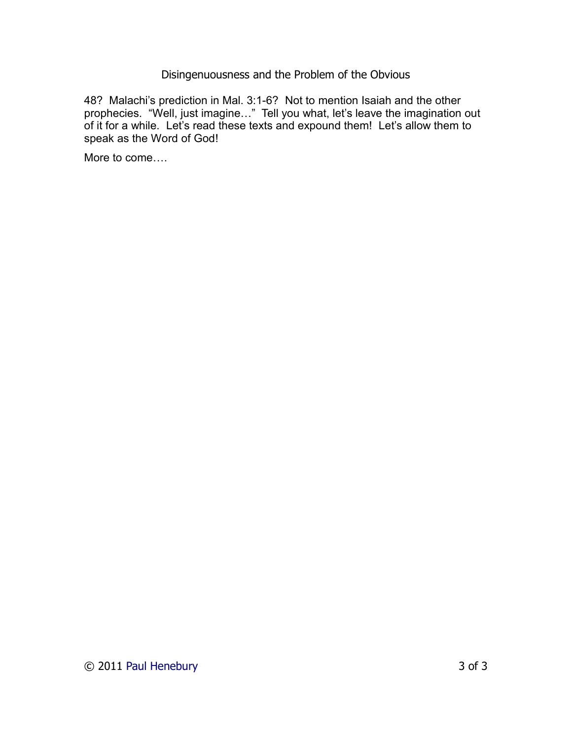48? Malachi's prediction in Mal. 3:1-6? Not to mention Isaiah and the other prophecies. "Well, just imagine…" Tell you what, let's leave the imagination out of it for a while. Let's read these texts and expound them! Let's allow them to speak as the Word of God!

More to come….

© 2011 Paul Henebury